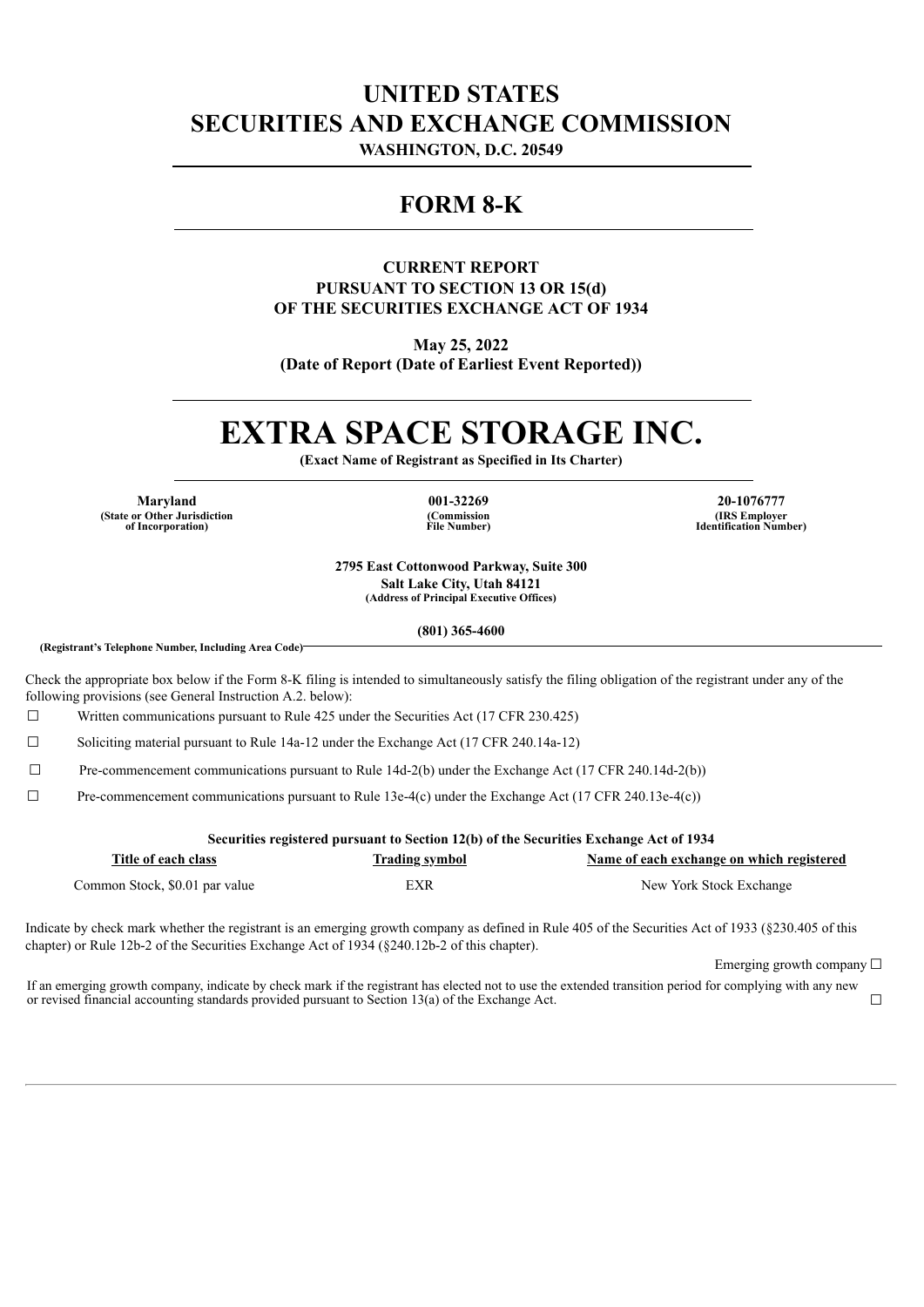# UNITED STATES
# SECURITIES AND EXCHANGE COMMISSION

**WASHINGTON, D.C. 20549**

## FORM 8-K

**CURRENT REPORT**
**PURSUANT TO SECTION 13 OR 15(d)**
**OF THE SECURITIES EXCHANGE ACT OF 1934**

**May 25, 2022**
**(Date of Report (Date of Earliest Event Reported))**

# EXTRA SPACE STORAGE INC.

**(Exact Name of Registrant as Specified in Its Charter)**

| Maryland | 001-32269 | 20-1076777 |
|---|---|---|
| (State or Other Jurisdiction of Incorporation) | (Commission File Number) | (IRS Employer Identification Number) |

**2795 East Cottonwood Parkway, Suite 300**
**Salt Lake City, Utah 84121**
**(Address of Principal Executive Offices)**

**(801) 365-4600**
**(Registrant's Telephone Number, Including Area Code)**

Check the appropriate box below if the Form 8-K filing is intended to simultaneously satisfy the filing obligation of the registrant under any of the following provisions (see General Instruction A.2. below):

☐ Written communications pursuant to Rule 425 under the Securities Act (17 CFR 230.425)

☐ Soliciting material pursuant to Rule 14a-12 under the Exchange Act (17 CFR 240.14a-12)

☐ Pre-commencement communications pursuant to Rule 14d-2(b) under the Exchange Act (17 CFR 240.14d-2(b))

☐ Pre-commencement communications pursuant to Rule 13e-4(c) under the Exchange Act (17 CFR 240.13e-4(c))

**Securities registered pursuant to Section 12(b) of the Securities Exchange Act of 1934**

| Title of each class | Trading symbol | Name of each exchange on which registered |
|---|---|---|
| Common Stock, $0.01 par value | EXR | New York Stock Exchange |

Indicate by check mark whether the registrant is an emerging growth company as defined in Rule 405 of the Securities Act of 1933 (§230.405 of this chapter) or Rule 12b-2 of the Securities Exchange Act of 1934 (§240.12b-2 of this chapter).

Emerging growth company ☐

If an emerging growth company, indicate by check mark if the registrant has elected not to use the extended transition period for complying with any new or revised financial accounting standards provided pursuant to Section 13(a) of the Exchange Act. ☐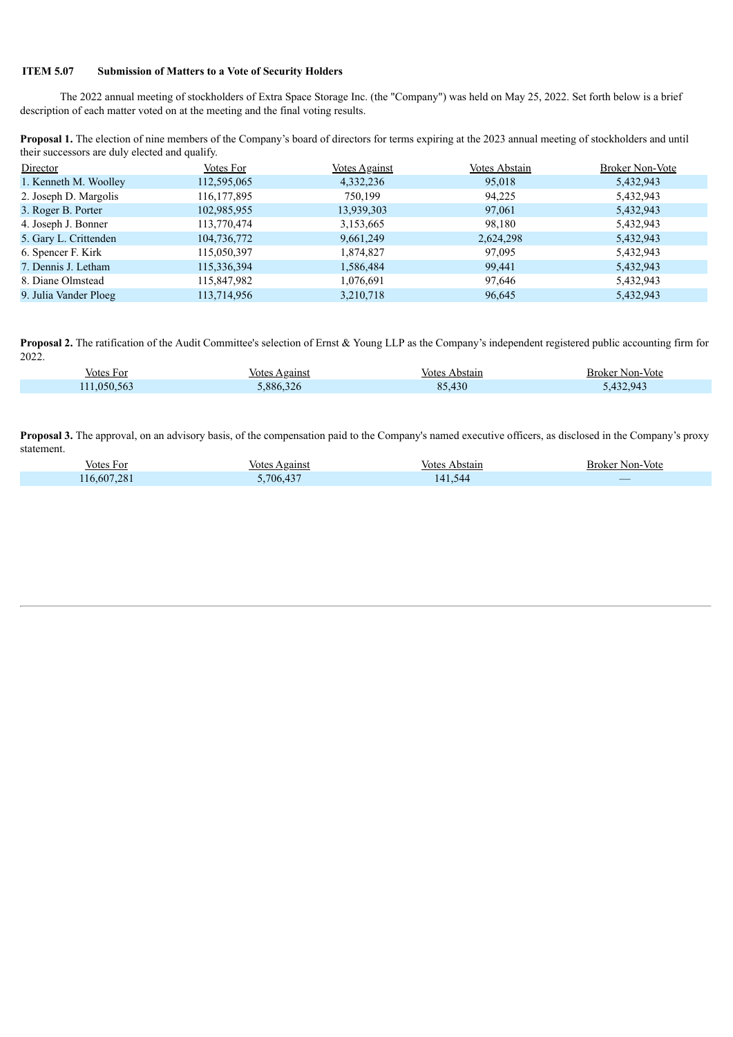**ITEM 5.07 Submission of Matters to a Vote of Security Holders**

The 2022 annual meeting of stockholders of Extra Space Storage Inc. (the "Company") was held on May 25, 2022. Set forth below is a brief description of each matter voted on at the meeting and the final voting results.

**Proposal 1.** The election of nine members of the Company's board of directors for terms expiring at the 2023 annual meeting of stockholders and until their successors are duly elected and qualify.

| Director | Votes For | Votes Against | Votes Abstain | Broker Non-Vote |
|---|---|---|---|---|
| 1. Kenneth M. Woolley | 112,595,065 | 4,332,236 | 95,018 | 5,432,943 |
| 2. Joseph D. Margolis | 116,177,895 | 750,199 | 94,225 | 5,432,943 |
| 3. Roger B. Porter | 102,985,955 | 13,939,303 | 97,061 | 5,432,943 |
| 4. Joseph J. Bonner | 113,770,474 | 3,153,665 | 98,180 | 5,432,943 |
| 5. Gary L. Crittenden | 104,736,772 | 9,661,249 | 2,624,298 | 5,432,943 |
| 6. Spencer F. Kirk | 115,050,397 | 1,874,827 | 97,095 | 5,432,943 |
| 7. Dennis J. Letham | 115,336,394 | 1,586,484 | 99,441 | 5,432,943 |
| 8. Diane Olmstead | 115,847,982 | 1,076,691 | 97,646 | 5,432,943 |
| 9. Julia Vander Ploeg | 113,714,956 | 3,210,718 | 96,645 | 5,432,943 |

**Proposal 2.** The ratification of the Audit Committee's selection of Ernst & Young LLP as the Company's independent registered public accounting firm for 2022.

| Votes For | Votes Against | Votes Abstain | Broker Non-Vote |
|---|---|---|---|
| 111,050,563 | 5,886,326 | 85,430 | 5,432,943 |

**Proposal 3.** The approval, on an advisory basis, of the compensation paid to the Company's named executive officers, as disclosed in the Company's proxy statement.

| Votes For | Votes Against | Votes Abstain | Broker Non-Vote |
|---|---|---|---|
| 116,607,281 | 5,706,437 | 141,544 | — |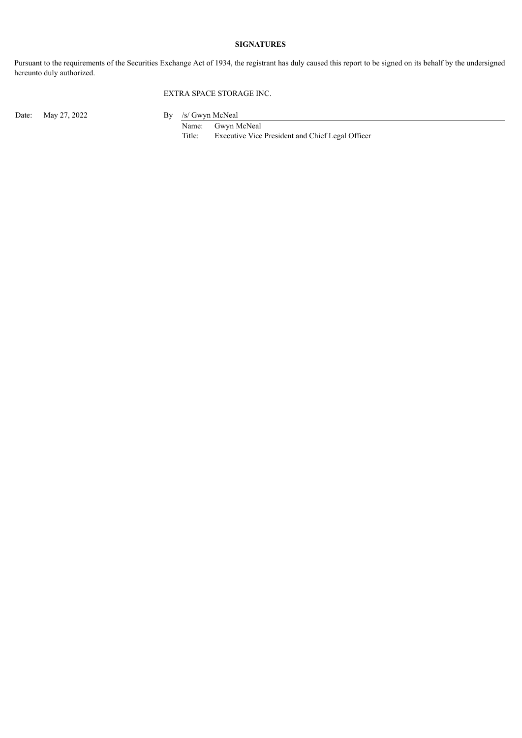**SIGNATURES**

Pursuant to the requirements of the Securities Exchange Act of 1934, the registrant has duly caused this report to be signed on its behalf by the undersigned hereunto duly authorized.

EXTRA SPACE STORAGE INC.

| | | | |
|---|---|---|---|
| Date: May 27, 2022 | By | /s/ Gwyn McNeal | |
| | | Name: | Gwyn McNeal |
| | | Title: | Executive Vice President and Chief Legal Officer |